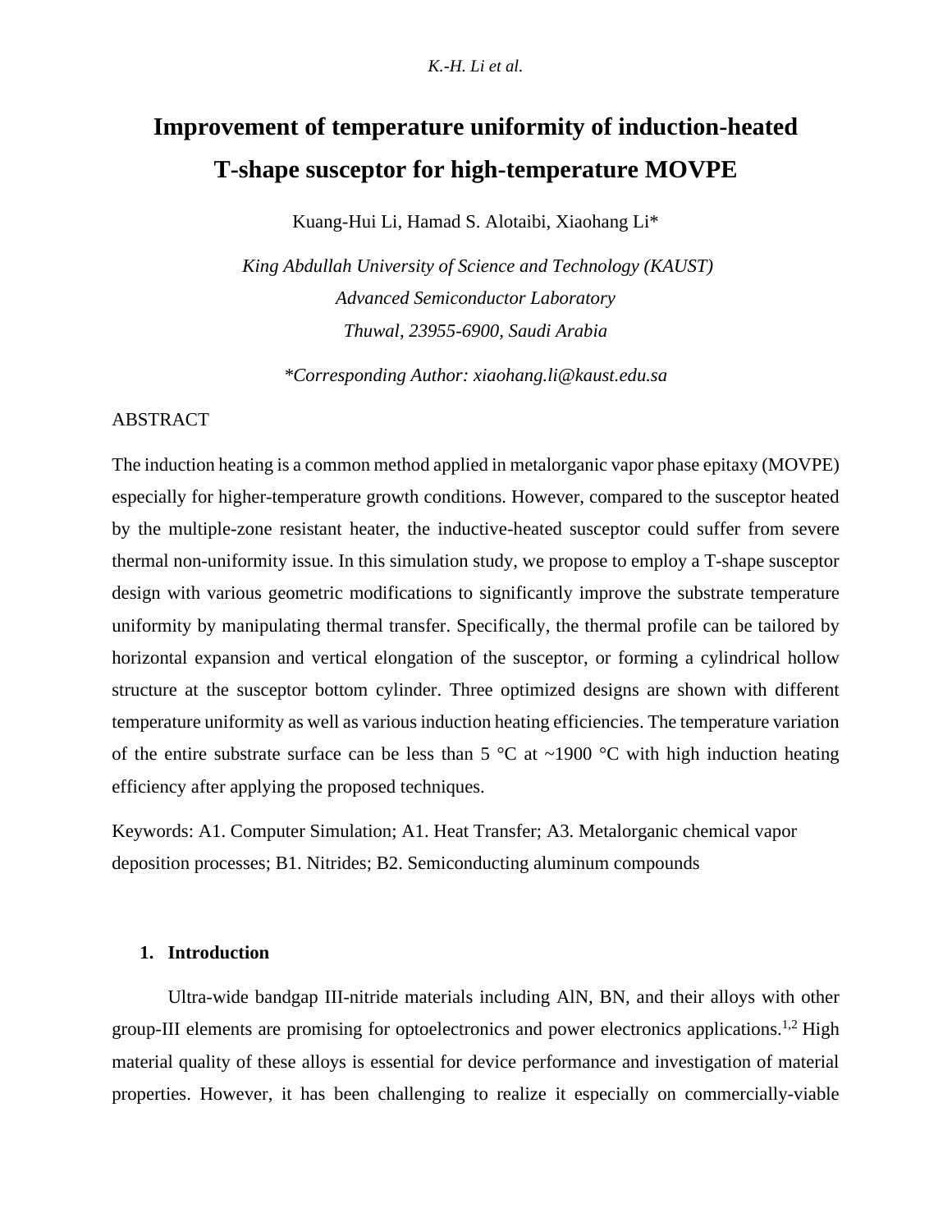# Improvement of temperature uniformity of induction-heated T-shape susceptor for high-temperature MOVPE

Kuang-Hui Li, Hamad S. Alotaibi, Xiaohang Li*

*King Abdullah University of Science and Technology (KAUST)*
*Advanced Semiconductor Laboratory*
*Thuwal, 23955-6900, Saudi Arabia*

*\*Corresponding Author: xiaohang.li@kaust.edu.sa*

ABSTRACT

The induction heating is a common method applied in metalorganic vapor phase epitaxy (MOVPE) especially for higher-temperature growth conditions. However, compared to the susceptor heated by the multiple-zone resistant heater, the inductive-heated susceptor could suffer from severe thermal non-uniformity issue. In this simulation study, we propose to employ a T-shape susceptor design with various geometric modifications to significantly improve the substrate temperature uniformity by manipulating thermal transfer. Specifically, the thermal profile can be tailored by horizontal expansion and vertical elongation of the susceptor, or forming a cylindrical hollow structure at the susceptor bottom cylinder. Three optimized designs are shown with different temperature uniformity as well as various induction heating efficiencies. The temperature variation of the entire substrate surface can be less than 5 °C at ~1900 °C with high induction heating efficiency after applying the proposed techniques.

Keywords: A1. Computer Simulation; A1. Heat Transfer; A3. Metalorganic chemical vapor deposition processes; B1. Nitrides; B2. Semiconducting aluminum compounds

## 1. Introduction

Ultra-wide bandgap III-nitride materials including AlN, BN, and their alloys with other group-III elements are promising for optoelectronics and power electronics applications.[1,2] High material quality of these alloys is essential for device performance and investigation of material properties. However, it has been challenging to realize it especially on commercially-viable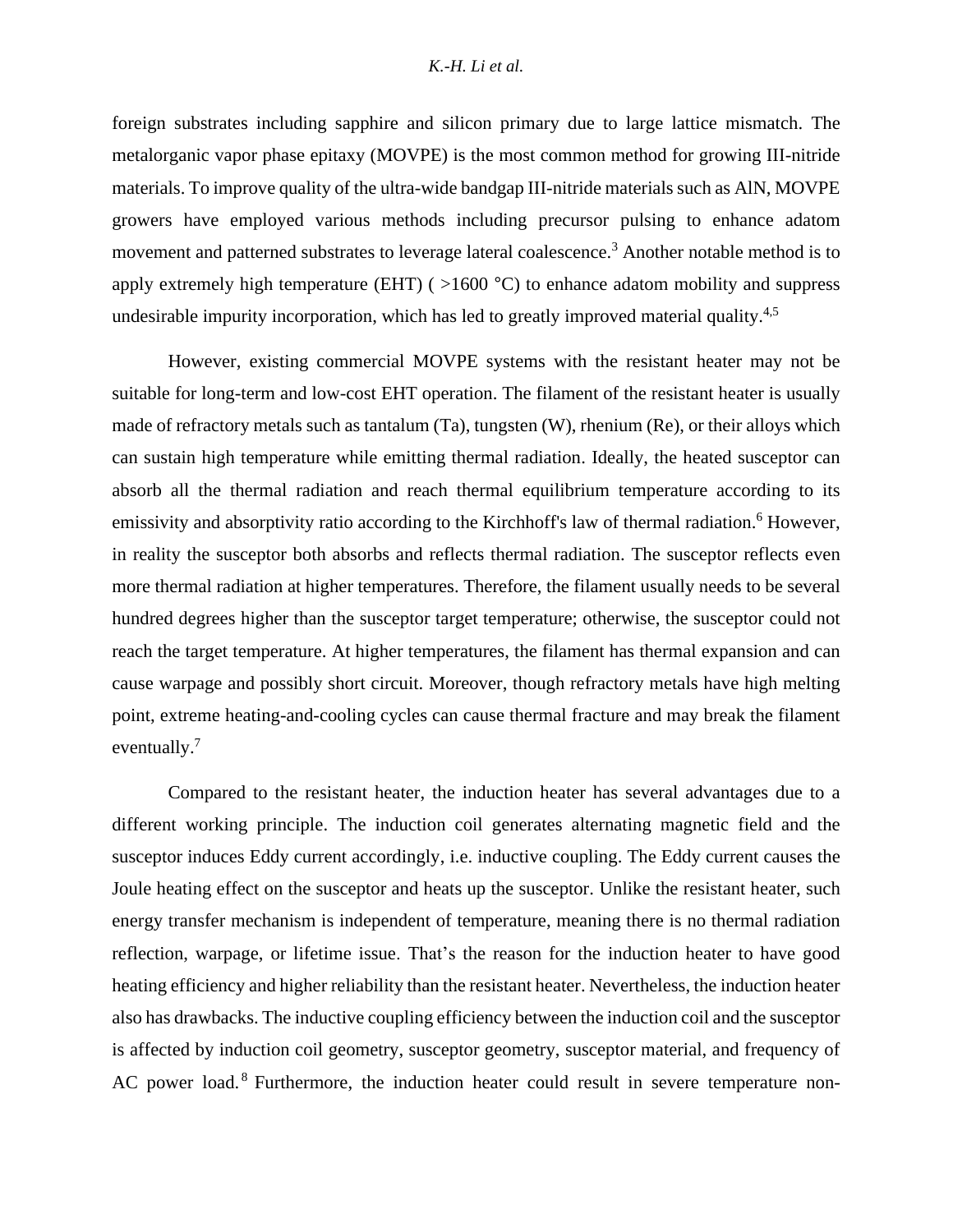foreign substrates including sapphire and silicon primary due to large lattice mismatch. The metalorganic vapor phase epitaxy (MOVPE) is the most common method for growing III-nitride materials. To improve quality of the ultra-wide bandgap III-nitride materials such as AlN, MOVPE growers have employed various methods including precursor pulsing to enhance adatom movement and patterned substrates to leverage lateral coalescence.[3] Another notable method is to apply extremely high temperature (EHT) ( >1600 °C) to enhance adatom mobility and suppress undesirable impurity incorporation, which has led to greatly improved material quality.[4,5]

However, existing commercial MOVPE systems with the resistant heater may not be suitable for long-term and low-cost EHT operation. The filament of the resistant heater is usually made of refractory metals such as tantalum (Ta), tungsten (W), rhenium (Re), or their alloys which can sustain high temperature while emitting thermal radiation. Ideally, the heated susceptor can absorb all the thermal radiation and reach thermal equilibrium temperature according to its emissivity and absorptivity ratio according to the Kirchhoff's law of thermal radiation.[6] However, in reality the susceptor both absorbs and reflects thermal radiation. The susceptor reflects even more thermal radiation at higher temperatures. Therefore, the filament usually needs to be several hundred degrees higher than the susceptor target temperature; otherwise, the susceptor could not reach the target temperature. At higher temperatures, the filament has thermal expansion and can cause warpage and possibly short circuit. Moreover, though refractory metals have high melting point, extreme heating-and-cooling cycles can cause thermal fracture and may break the filament eventually.[7]

Compared to the resistant heater, the induction heater has several advantages due to a different working principle. The induction coil generates alternating magnetic field and the susceptor induces Eddy current accordingly, i.e. inductive coupling. The Eddy current causes the Joule heating effect on the susceptor and heats up the susceptor. Unlike the resistant heater, such energy transfer mechanism is independent of temperature, meaning there is no thermal radiation reflection, warpage, or lifetime issue. That's the reason for the induction heater to have good heating efficiency and higher reliability than the resistant heater. Nevertheless, the induction heater also has drawbacks. The inductive coupling efficiency between the induction coil and the susceptor is affected by induction coil geometry, susceptor geometry, susceptor material, and frequency of AC power load.[8] Furthermore, the induction heater could result in severe temperature non-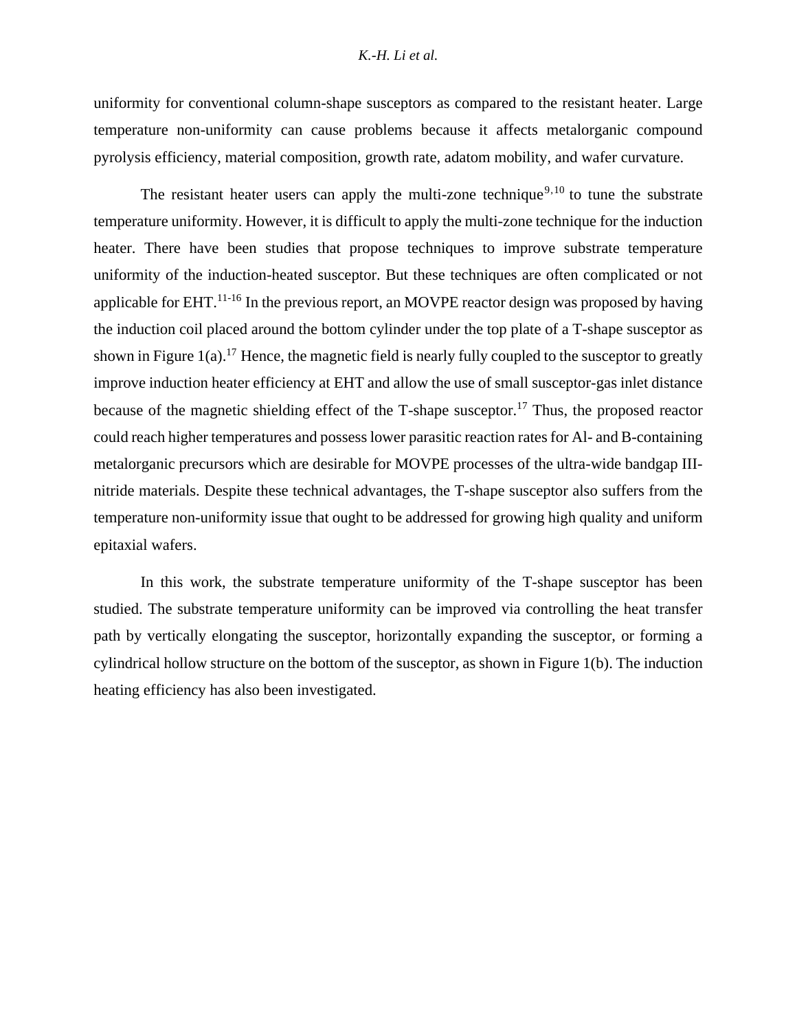uniformity for conventional column-shape susceptors as compared to the resistant heater. Large temperature non-uniformity can cause problems because it affects metalorganic compound pyrolysis efficiency, material composition, growth rate, adatom mobility, and wafer curvature.

The resistant heater users can apply the multi-zone technique[9,10] to tune the substrate temperature uniformity. However, it is difficult to apply the multi-zone technique for the induction heater. There have been studies that propose techniques to improve substrate temperature uniformity of the induction-heated susceptor. But these techniques are often complicated or not applicable for EHT.[11-16] In the previous report, an MOVPE reactor design was proposed by having the induction coil placed around the bottom cylinder under the top plate of a T-shape susceptor as shown in Figure 1(a).[17] Hence, the magnetic field is nearly fully coupled to the susceptor to greatly improve induction heater efficiency at EHT and allow the use of small susceptor-gas inlet distance because of the magnetic shielding effect of the T-shape susceptor.[17] Thus, the proposed reactor could reach higher temperatures and possess lower parasitic reaction rates for Al- and B-containing metalorganic precursors which are desirable for MOVPE processes of the ultra-wide bandgap III-nitride materials. Despite these technical advantages, the T-shape susceptor also suffers from the temperature non-uniformity issue that ought to be addressed for growing high quality and uniform epitaxial wafers.

In this work, the substrate temperature uniformity of the T-shape susceptor has been studied. The substrate temperature uniformity can be improved via controlling the heat transfer path by vertically elongating the susceptor, horizontally expanding the susceptor, or forming a cylindrical hollow structure on the bottom of the susceptor, as shown in Figure 1(b). The induction heating efficiency has also been investigated.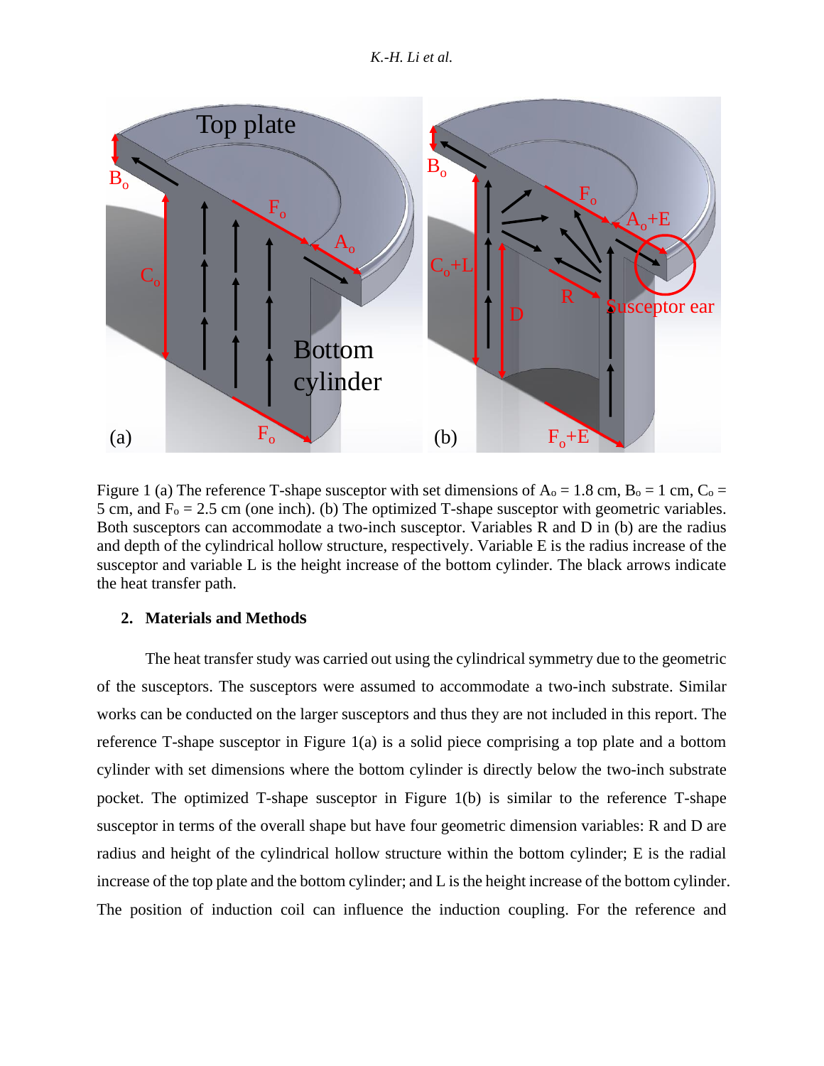Figure 1 (a) The reference T-shape susceptor with set dimensions of $A_o$ = 1.8 cm, $B_o$ = 1 cm, $C_o$ = 5 cm, and $F_o$ = 2.5 cm (one inch). (b) The optimized T-shape susceptor with geometric variables. Both susceptors can accommodate a two-inch susceptor. Variables R and D in (b) are the radius and depth of the cylindrical hollow structure, respectively. Variable E is the radius increase of the susceptor and variable L is the height increase of the bottom cylinder. The black arrows indicate the heat transfer path.

## 2. Materials and Methods

The heat transfer study was carried out using the cylindrical symmetry due to the geometric of the susceptors. The susceptors were assumed to accommodate a two-inch substrate. Similar works can be conducted on the larger susceptors and thus they are not included in this report. The reference T-shape susceptor in Figure 1(a) is a solid piece comprising a top plate and a bottom cylinder with set dimensions where the bottom cylinder is directly below the two-inch substrate pocket. The optimized T-shape susceptor in Figure 1(b) is similar to the reference T-shape susceptor in terms of the overall shape but have four geometric dimension variables: R and D are radius and height of the cylindrical hollow structure within the bottom cylinder; E is the radial increase of the top plate and the bottom cylinder; and L is the height increase of the bottom cylinder. The position of induction coil can influence the induction coupling. For the reference and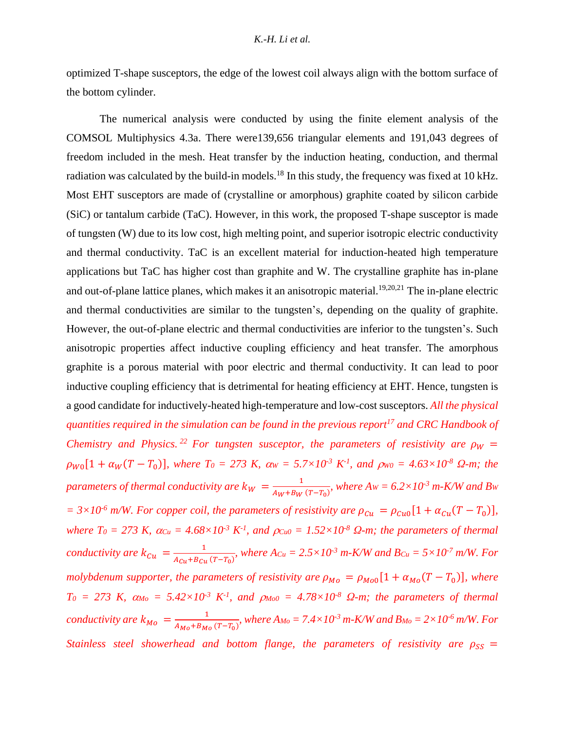optimized T-shape susceptors, the edge of the lowest coil always align with the bottom surface of the bottom cylinder.

The numerical analysis were conducted by using the finite element analysis of the COMSOL Multiphysics 4.3a. There were139,656 triangular elements and 191,043 degrees of freedom included in the mesh. Heat transfer by the induction heating, conduction, and thermal radiation was calculated by the build-in models.[18] In this study, the frequency was fixed at 10 kHz. Most EHT susceptors are made of (crystalline or amorphous) graphite coated by silicon carbide (SiC) or tantalum carbide (TaC). However, in this work, the proposed T-shape susceptor is made of tungsten (W) due to its low cost, high melting point, and superior isotropic electric conductivity and thermal conductivity. TaC is an excellent material for induction-heated high temperature applications but TaC has higher cost than graphite and W. The crystalline graphite has in-plane and out-of-plane lattice planes, which makes it an anisotropic material.[19,20,21] The in-plane electric and thermal conductivities are similar to the tungsten's, depending on the quality of graphite. However, the out-of-plane electric and thermal conductivities are inferior to the tungsten's. Such anisotropic properties affect inductive coupling efficiency and heat transfer. The amorphous graphite is a porous material with poor electric and thermal conductivity. It can lead to poor inductive coupling efficiency that is detrimental for heating efficiency at EHT. Hence, tungsten is a good candidate for inductively-heated high-temperature and low-cost susceptors. *All the physical quantities required in the simulation can be found in the previous report[17] and CRC Handbook of Chemistry and Physics.[22] For tungsten susceptor, the parameters of resistivity are $\rho_W = \rho_{W0}[1 + \alpha_W(T - T_0)]$, where $T_0$ = 273 K, $\alpha_W = 5.7\times10^{-3}$ K$^{-1}$, and $\rho_{W0} = 4.63\times10^{-8}$ Ω-m; the parameters of thermal conductivity are $k_W = \frac{1}{A_W + B_W\,(T - T_0)}$, where $A_W = 6.2\times10^{-3}$ m-K/W and $B_W = 3\times10^{-6}$ m/W. For copper coil, the parameters of resistivity are $\rho_{Cu} = \rho_{Cu0}[1 + \alpha_{Cu}(T - T_0)]$, where $T_0$ = 273 K, $\alpha_{Cu} = 4.68\times10^{-3}$ K$^{-1}$, and $\rho_{Cu0} = 1.52\times10^{-8}$ Ω-m; the parameters of thermal conductivity are $k_{Cu} = \frac{1}{A_{Cu} + B_{Cu}\,(T - T_0)}$, where $A_{Cu} = 2.5\times10^{-3}$ m-K/W and $B_{Cu} = 5\times10^{-7}$ m/W. For molybdenum supporter, the parameters of resistivity are $\rho_{Mo} = \rho_{Mo0}[1 + \alpha_{Mo}(T - T_0)]$, where $T_0$ = 273 K, $\alpha_{Mo} = 5.42\times10^{-3}$ K$^{-1}$, and $\rho_{Mo0} = 4.78\times10^{-8}$ Ω-m; the parameters of thermal conductivity are $k_{Mo} = \frac{1}{A_{Mo} + B_{Mo}\,(T - T_0)}$, where $A_{Mo} = 7.4\times10^{-3}$ m-K/W and $B_{Mo} = 2\times10^{-6}$ m/W. For Stainless steel showerhead and bottom flange, the parameters of resistivity are $\rho_{SS}$ =*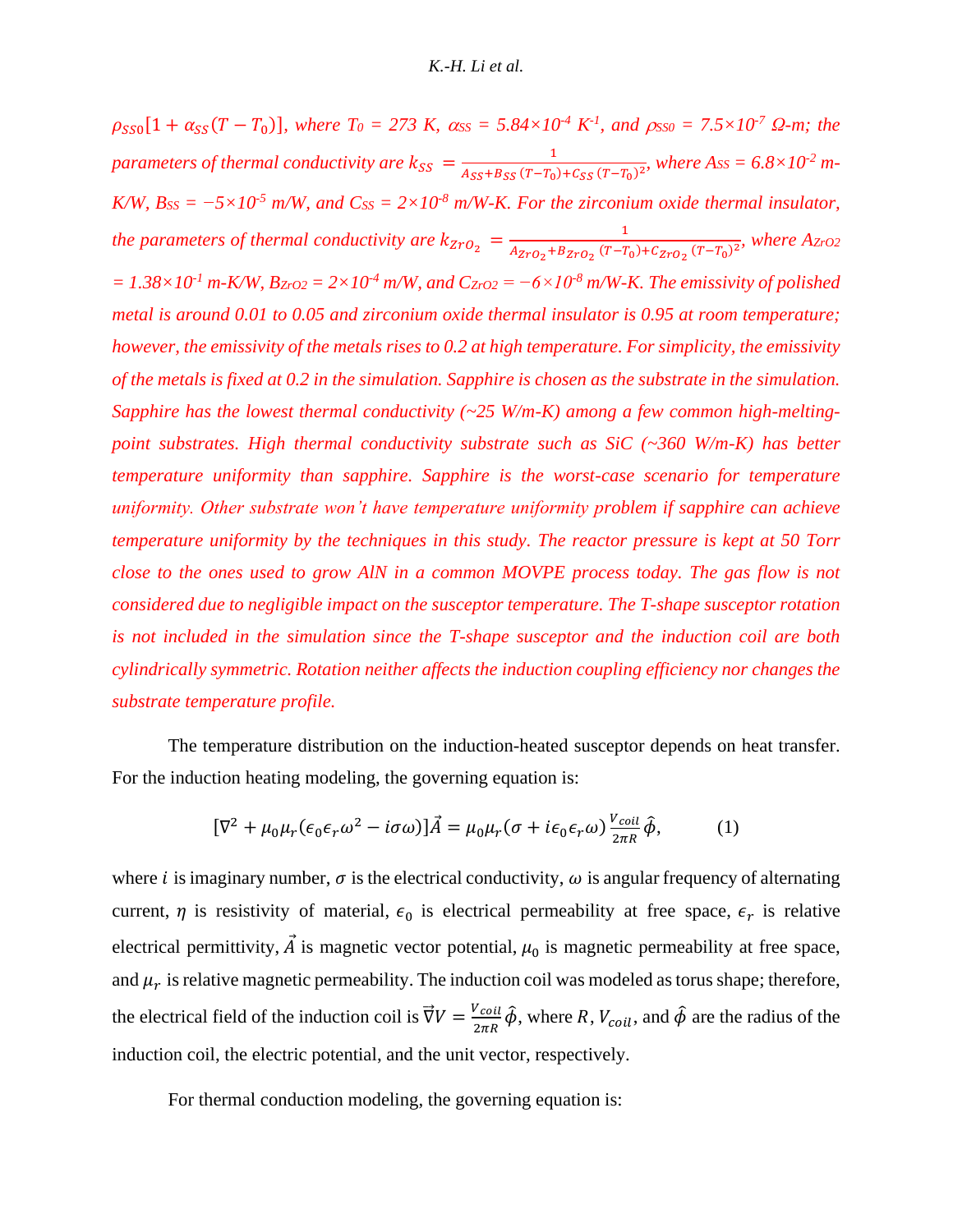*$\rho_{SS0}[1+\alpha_{SS}(T-T_0)]$, where $T_0$ = 273 K, $\alpha_{SS}$ = 5.84×10$^{-4}$ K$^{-1}$, and $\rho_{SS0}$ = 7.5×10$^{-7}$ Ω-m; the parameters of thermal conductivity are $k_{SS} = \frac{1}{A_{SS}+B_{SS}(T-T_0)+C_{SS}(T-T_0)^2}$, where $A_{SS}$ = 6.8×10$^{-2}$ m-K/W, $B_{SS}$ = −5×10$^{-5}$ m/W, and $C_{SS}$ = 2×10$^{-8}$ m/W-K. For the zirconium oxide thermal insulator, the parameters of thermal conductivity are $k_{ZrO_2} = \frac{1}{A_{ZrO_2}+B_{ZrO_2}(T-T_0)+C_{ZrO_2}(T-T_0)^2}$, where $A_{ZrO2}$ = 1.38×10$^{-1}$ m-K/W, $B_{ZrO2}$ = 2×10$^{-4}$ m/W, and $C_{ZrO2}$ = −6×10$^{-8}$ m/W-K. The emissivity of polished metal is around 0.01 to 0.05 and zirconium oxide thermal insulator is 0.95 at room temperature; however, the emissivity of the metals rises to 0.2 at high temperature. For simplicity, the emissivity of the metals is fixed at 0.2 in the simulation. Sapphire is chosen as the substrate in the simulation. Sapphire has the lowest thermal conductivity (~25 W/m-K) among a few common high-melting-point substrates. High thermal conductivity substrate such as SiC (~360 W/m-K) has better temperature uniformity than sapphire. Sapphire is the worst-case scenario for temperature uniformity. Other substrate won't have temperature uniformity problem if sapphire can achieve temperature uniformity by the techniques in this study. The reactor pressure is kept at 50 Torr close to the ones used to grow AlN in a common MOVPE process today. The gas flow is not considered due to negligible impact on the susceptor temperature. The T-shape susceptor rotation is not included in the simulation since the T-shape susceptor and the induction coil are both cylindrically symmetric. Rotation neither affects the induction coupling efficiency nor changes the substrate temperature profile.*

The temperature distribution on the induction-heated susceptor depends on heat transfer. For the induction heating modeling, the governing equation is:

$$[\nabla^2 + \mu_0\mu_r(\epsilon_0\epsilon_r\omega^2 - i\sigma\omega)]\vec{A} = \mu_0\mu_r(\sigma + i\epsilon_0\epsilon_r\omega)\frac{V_{coil}}{2\pi R}\hat{\phi}, \qquad (1)$$

where $i$ is imaginary number, $\sigma$ is the electrical conductivity, $\omega$ is angular frequency of alternating current, $\eta$ is resistivity of material, $\epsilon_0$ is electrical permeability at free space, $\epsilon_r$ is relative electrical permittivity, $\vec{A}$ is magnetic vector potential, $\mu_0$ is magnetic permeability at free space, and $\mu_r$ is relative magnetic permeability. The induction coil was modeled as torus shape; therefore, the electrical field of the induction coil is $\vec{\nabla}V = \frac{V_{coil}}{2\pi R}\hat{\phi}$, where $R$, $V_{coil}$, and $\hat{\phi}$ are the radius of the induction coil, the electric potential, and the unit vector, respectively.

For thermal conduction modeling, the governing equation is: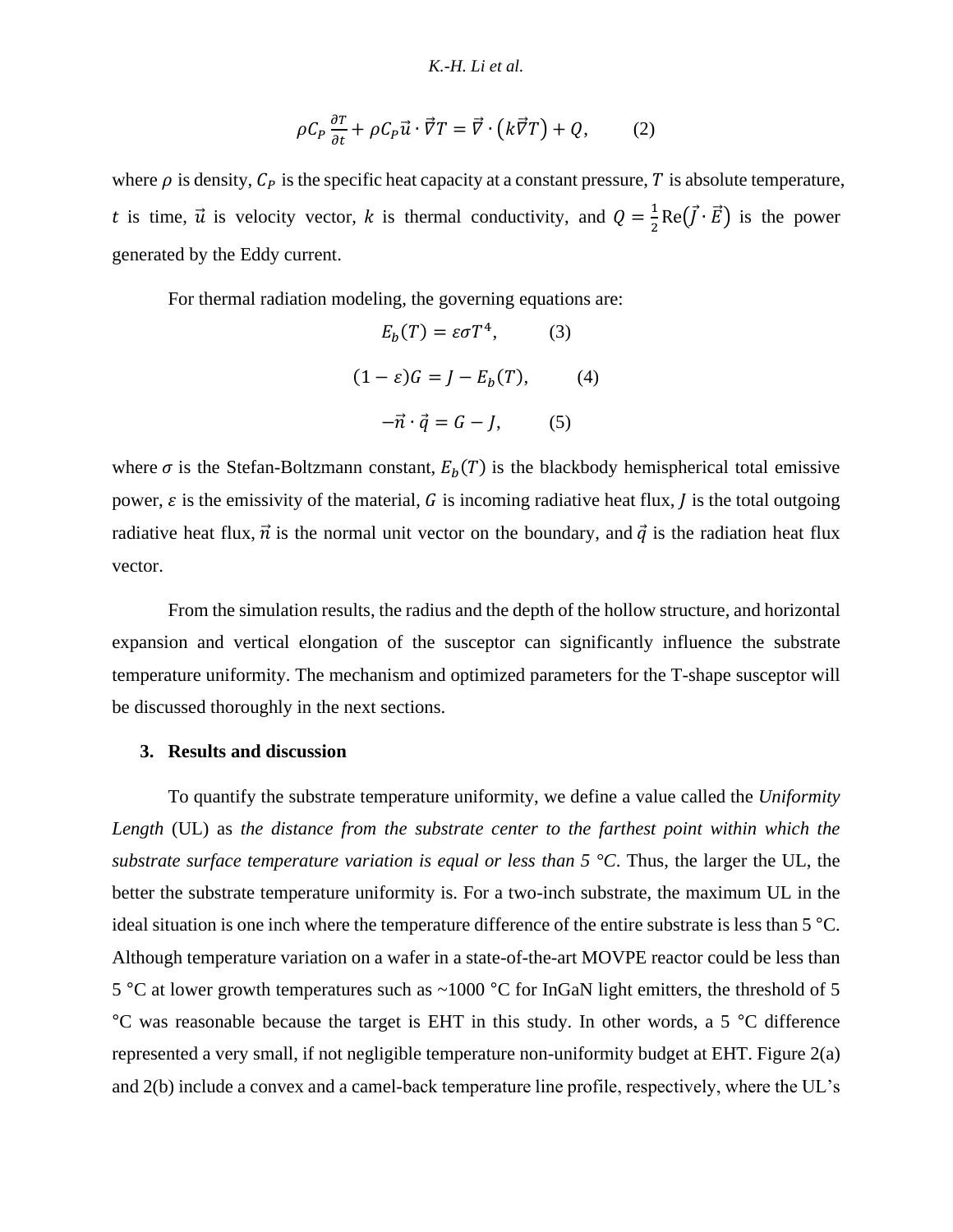$$\rho C_P \frac{\partial T}{\partial t} + \rho C_P \vec{u} \cdot \vec{\nabla} T = \vec{\nabla} \cdot \left(k \vec{\nabla} T\right) + Q, \qquad (2)$$

where $\rho$ is density, $C_P$ is the specific heat capacity at a constant pressure, $T$ is absolute temperature, $t$ is time, $\vec{u}$ is velocity vector, $k$ is thermal conductivity, and $Q = \frac{1}{2}\mathrm{Re}\left(\vec{J} \cdot \vec{E}\right)$ is the power generated by the Eddy current.

For thermal radiation modeling, the governing equations are:

$$E_b(T) = \varepsilon \sigma T^4, \qquad (3)$$

$$(1 - \varepsilon)G = J - E_b(T), \qquad (4)$$

$$-\vec{n} \cdot \vec{q} = G - J, \qquad (5)$$

where $\sigma$ is the Stefan-Boltzmann constant, $E_b(T)$ is the blackbody hemispherical total emissive power, $\varepsilon$ is the emissivity of the material, $G$ is incoming radiative heat flux, $J$ is the total outgoing radiative heat flux, $\vec{n}$ is the normal unit vector on the boundary, and $\vec{q}$ is the radiation heat flux vector.

From the simulation results, the radius and the depth of the hollow structure, and horizontal expansion and vertical elongation of the susceptor can significantly influence the substrate temperature uniformity. The mechanism and optimized parameters for the T-shape susceptor will be discussed thoroughly in the next sections.

## 3. Results and discussion

To quantify the substrate temperature uniformity, we define a value called the *Uniformity Length* (UL) as *the distance from the substrate center to the farthest point within which the substrate surface temperature variation is equal or less than 5 °C*. Thus, the larger the UL, the better the substrate temperature uniformity is. For a two-inch substrate, the maximum UL in the ideal situation is one inch where the temperature difference of the entire substrate is less than 5 °C. Although temperature variation on a wafer in a state-of-the-art MOVPE reactor could be less than 5 °C at lower growth temperatures such as ~1000 °C for InGaN light emitters, the threshold of 5 °C was reasonable because the target is EHT in this study. In other words, a 5 °C difference represented a very small, if not negligible temperature non-uniformity budget at EHT. Figure 2(a) and 2(b) include a convex and a camel-back temperature line profile, respectively, where the UL's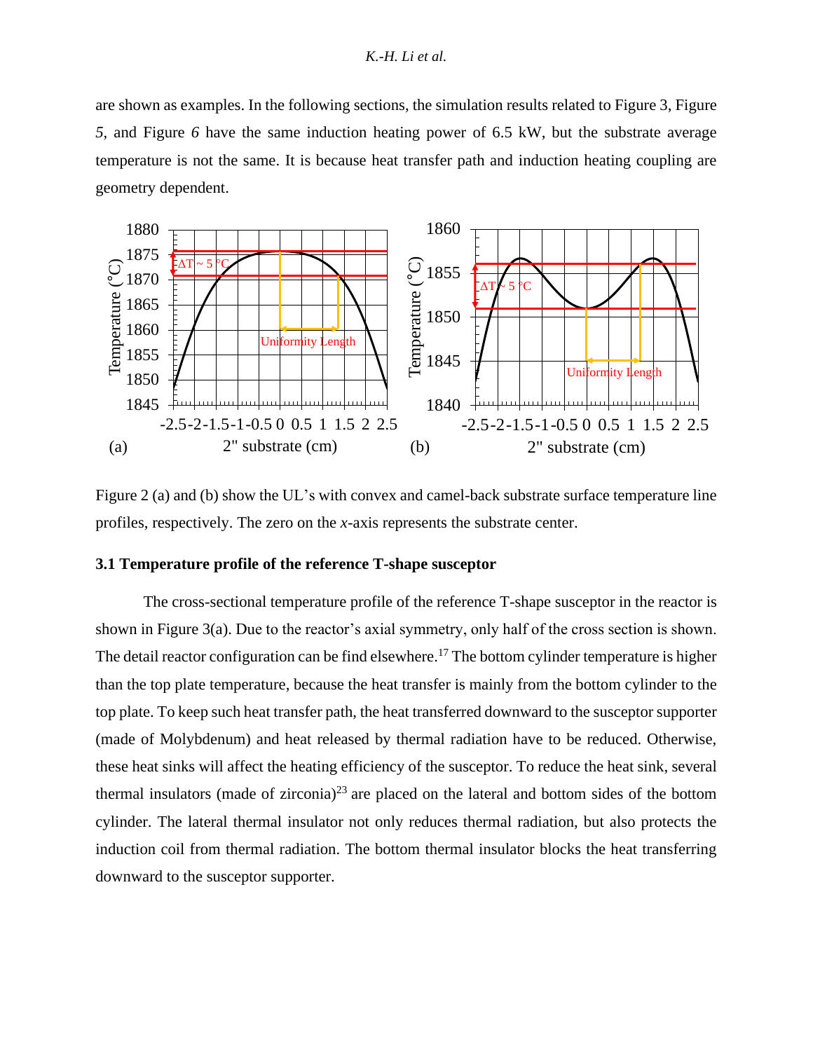are shown as examples. In the following sections, the simulation results related to Figure 3, Figure *5*, and Figure *6* have the same induction heating power of 6.5 kW, but the substrate average temperature is not the same. It is because heat transfer path and induction heating coupling are geometry dependent.

Figure 2 (a) and (b) show the UL's with convex and camel-back substrate surface temperature line profiles, respectively. The zero on the *x*-axis represents the substrate center.

### 3.1 Temperature profile of the reference T-shape susceptor

The cross-sectional temperature profile of the reference T-shape susceptor in the reactor is shown in Figure 3(a). Due to the reactor's axial symmetry, only half of the cross section is shown. The detail reactor configuration can be find elsewhere.[17] The bottom cylinder temperature is higher than the top plate temperature, because the heat transfer is mainly from the bottom cylinder to the top plate. To keep such heat transfer path, the heat transferred downward to the susceptor supporter (made of Molybdenum) and heat released by thermal radiation have to be reduced. Otherwise, these heat sinks will affect the heating efficiency of the susceptor. To reduce the heat sink, several thermal insulators (made of zirconia)[23] are placed on the lateral and bottom sides of the bottom cylinder. The lateral thermal insulator not only reduces thermal radiation, but also protects the induction coil from thermal radiation. The bottom thermal insulator blocks the heat transferring downward to the susceptor supporter.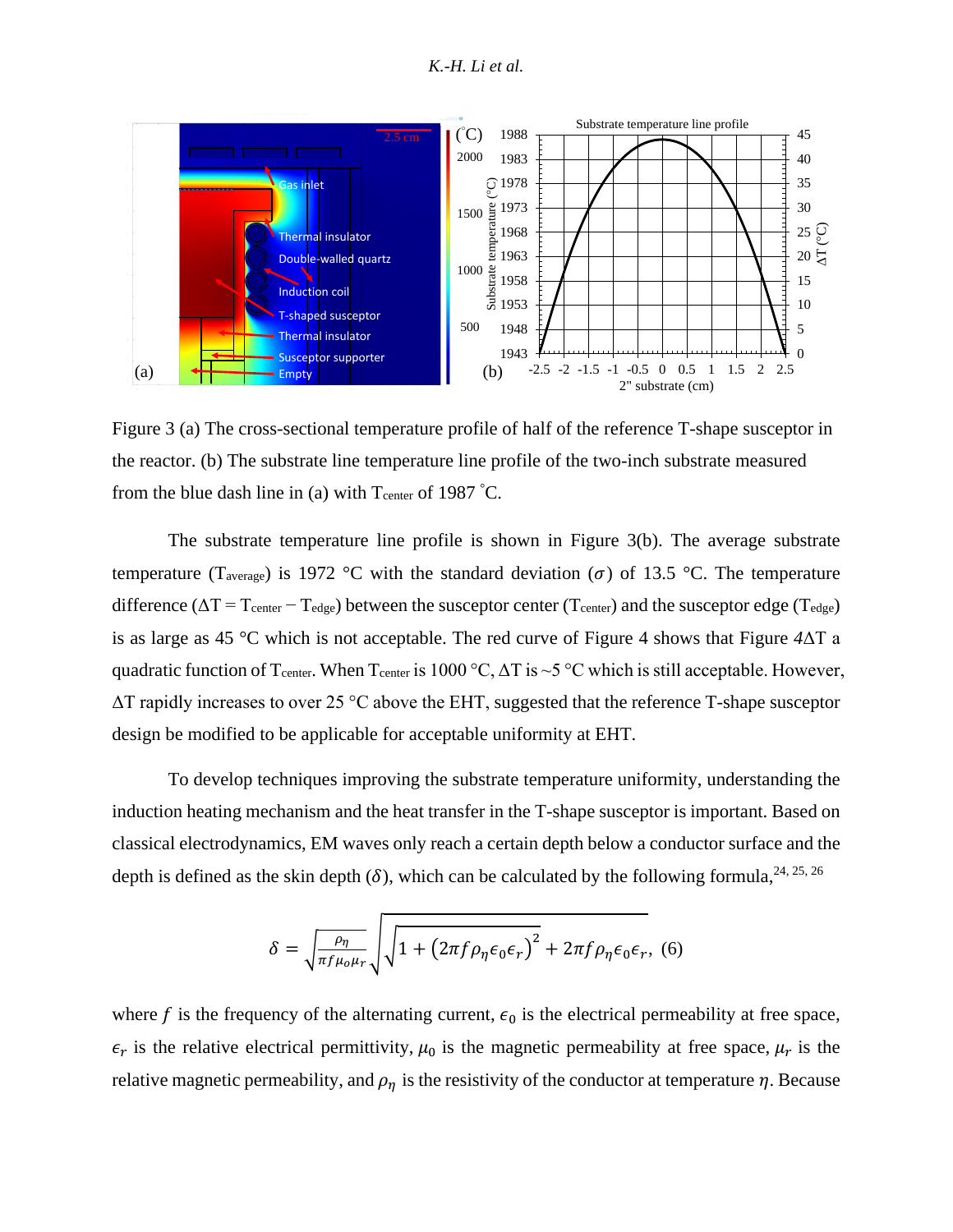Figure 3 (a) The cross-sectional temperature profile of half of the reference T-shape susceptor in the reactor. (b) The substrate line temperature line profile of the two-inch substrate measured from the blue dash line in (a) with $T_{center}$ of 1987 ˚C.

The substrate temperature line profile is shown in Figure 3(b). The average substrate temperature ($T_{average}$) is 1972 °C with the standard deviation ($\sigma$) of 13.5 °C. The temperature difference ($\Delta T = T_{center} - T_{edge}$) between the susceptor center ($T_{center}$) and the susceptor edge ($T_{edge}$) is as large as 45 °C which is not acceptable. The red curve of Figure 4 shows that Figure 4$\Delta T$ a quadratic function of $T_{center}$. When $T_{center}$ is 1000 °C, $\Delta T$ is ~5 °C which is still acceptable. However, $\Delta T$ rapidly increases to over 25 °C above the EHT, suggested that the reference T-shape susceptor design be modified to be applicable for acceptable uniformity at EHT.

To develop techniques improving the substrate temperature uniformity, understanding the induction heating mechanism and the heat transfer in the T-shape susceptor is important. Based on classical electrodynamics, EM waves only reach a certain depth below a conductor surface and the depth is defined as the skin depth ($\delta$), which can be calculated by the following formula,[24, 25, 26]

$$\delta = \sqrt{\frac{\rho_\eta}{\pi f \mu_o \mu_r}} \sqrt{\sqrt{1 + \left(2\pi f \rho_\eta \epsilon_0 \epsilon_r\right)^2} + 2\pi f \rho_\eta \epsilon_0 \epsilon_r}, \quad (6)$$

where $f$ is the frequency of the alternating current, $\epsilon_0$ is the electrical permeability at free space, $\epsilon_r$ is the relative electrical permittivity, $\mu_0$ is the magnetic permeability at free space, $\mu_r$ is the relative magnetic permeability, and $\rho_\eta$ is the resistivity of the conductor at temperature $\eta$. Because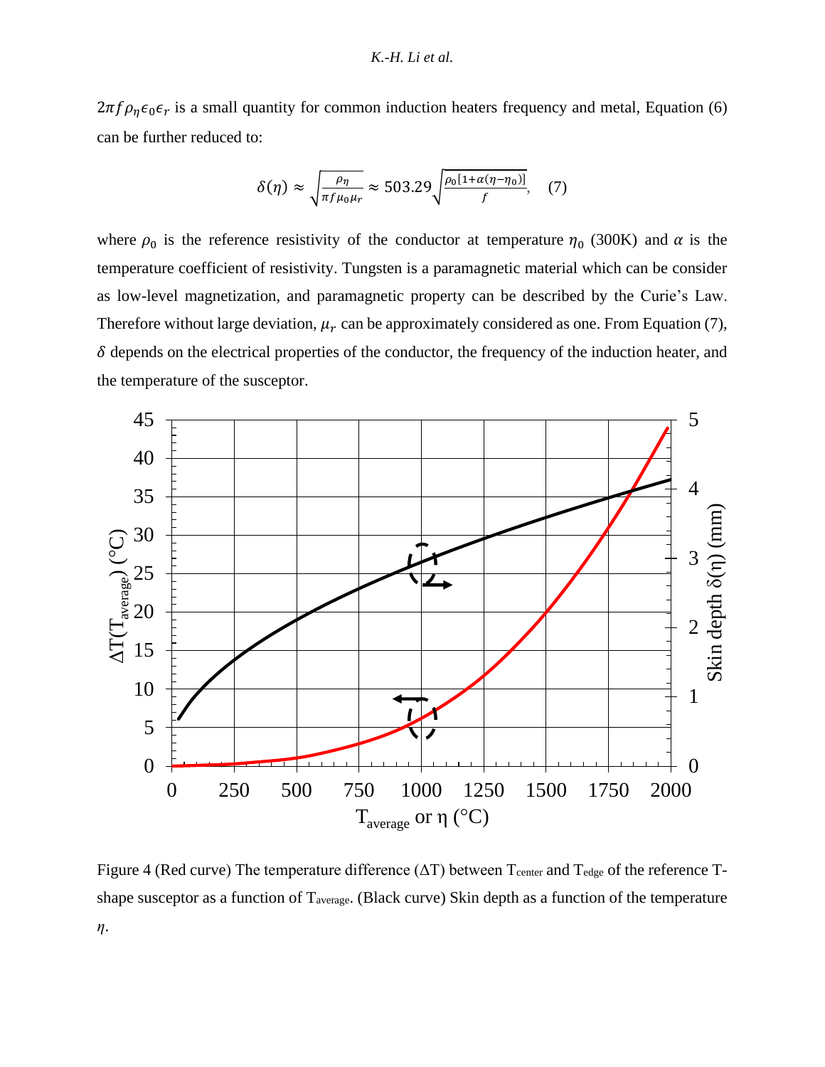$2\pi f \rho_\eta \epsilon_0 \epsilon_r$ is a small quantity for common induction heaters frequency and metal, Equation (6) can be further reduced to:

$$\delta(\eta) \approx \sqrt{\frac{\rho_\eta}{\pi f \mu_0 \mu_r}} \approx 503.29\sqrt{\frac{\rho_0[1+\alpha(\eta-\eta_0)]}{f}}, \quad (7)$$

where $\rho_0$ is the reference resistivity of the conductor at temperature $\eta_0$ (300K) and $\alpha$ is the temperature coefficient of resistivity. Tungsten is a paramagnetic material which can be consider as low-level magnetization, and paramagnetic property can be described by the Curie's Law. Therefore without large deviation, $\mu_r$ can be approximately considered as one. From Equation (7), $\delta$ depends on the electrical properties of the conductor, the frequency of the induction heater, and the temperature of the susceptor.

Figure 4 (Red curve) The temperature difference ($\Delta T$) between $T_{center}$ and $T_{edge}$ of the reference T-shape susceptor as a function of $T_{average}$. (Black curve) Skin depth as a function of the temperature $\eta$.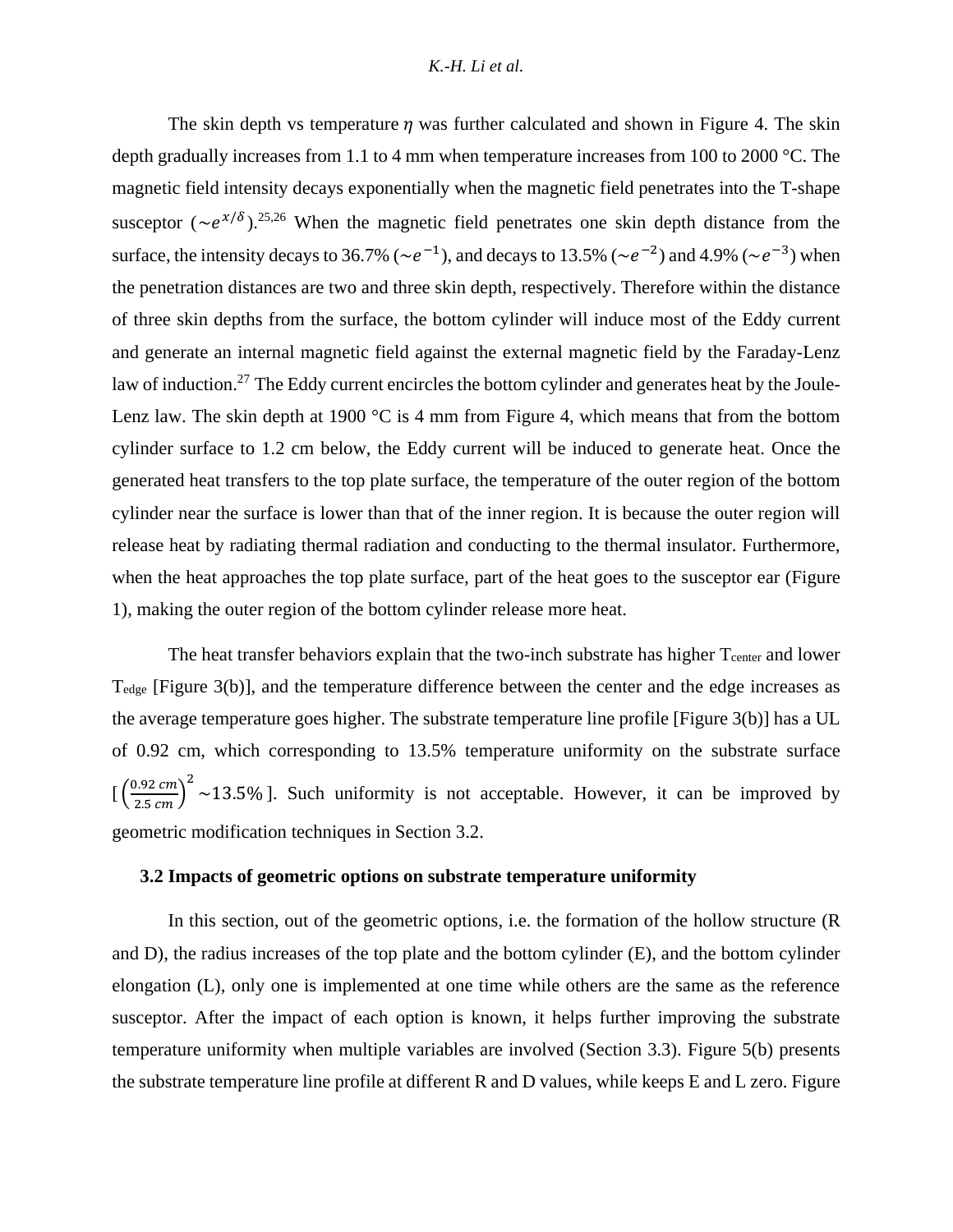The skin depth vs temperature $\eta$ was further calculated and shown in Figure 4. The skin depth gradually increases from 1.1 to 4 mm when temperature increases from 100 to 2000 °C. The magnetic field intensity decays exponentially when the magnetic field penetrates into the T-shape susceptor ($\sim e^{x/\delta}$).[25,26] When the magnetic field penetrates one skin depth distance from the surface, the intensity decays to 36.7% ($\sim e^{-1}$), and decays to 13.5% ($\sim e^{-2}$) and 4.9% ($\sim e^{-3}$) when the penetration distances are two and three skin depth, respectively. Therefore within the distance of three skin depths from the surface, the bottom cylinder will induce most of the Eddy current and generate an internal magnetic field against the external magnetic field by the Faraday-Lenz law of induction.[27] The Eddy current encircles the bottom cylinder and generates heat by the Joule-Lenz law. The skin depth at 1900 °C is 4 mm from Figure 4, which means that from the bottom cylinder surface to 1.2 cm below, the Eddy current will be induced to generate heat. Once the generated heat transfers to the top plate surface, the temperature of the outer region of the bottom cylinder near the surface is lower than that of the inner region. It is because the outer region will release heat by radiating thermal radiation and conducting to the thermal insulator. Furthermore, when the heat approaches the top plate surface, part of the heat goes to the susceptor ear (Figure 1), making the outer region of the bottom cylinder release more heat.

The heat transfer behaviors explain that the two-inch substrate has higher $T_{center}$ and lower $T_{edge}$ [Figure 3(b)], and the temperature difference between the center and the edge increases as the average temperature goes higher. The substrate temperature line profile [Figure 3(b)] has a UL of 0.92 cm, which corresponding to 13.5% temperature uniformity on the substrate surface [$\left(\frac{0.92\ cm}{2.5\ cm}\right)^2 \sim 13.5\%$]. Such uniformity is not acceptable. However, it can be improved by geometric modification techniques in Section 3.2.

### 3.2 Impacts of geometric options on substrate temperature uniformity

In this section, out of the geometric options, i.e. the formation of the hollow structure (R and D), the radius increases of the top plate and the bottom cylinder (E), and the bottom cylinder elongation (L), only one is implemented at one time while others are the same as the reference susceptor. After the impact of each option is known, it helps further improving the substrate temperature uniformity when multiple variables are involved (Section 3.3). Figure 5(b) presents the substrate temperature line profile at different R and D values, while keeps E and L zero. Figure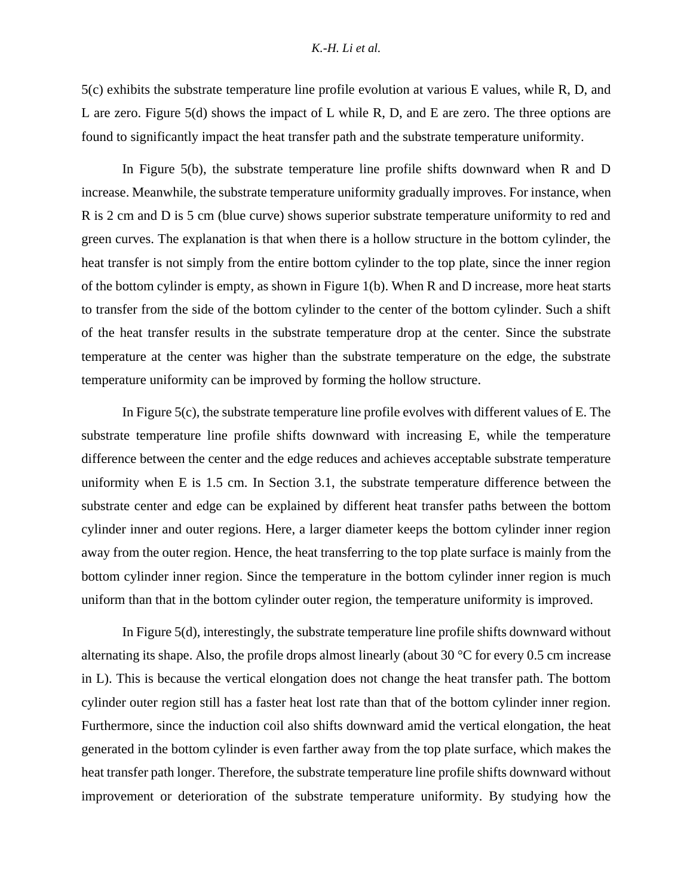5(c) exhibits the substrate temperature line profile evolution at various E values, while R, D, and L are zero. Figure 5(d) shows the impact of L while R, D, and E are zero. The three options are found to significantly impact the heat transfer path and the substrate temperature uniformity.

In Figure 5(b), the substrate temperature line profile shifts downward when R and D increase. Meanwhile, the substrate temperature uniformity gradually improves. For instance, when R is 2 cm and D is 5 cm (blue curve) shows superior substrate temperature uniformity to red and green curves. The explanation is that when there is a hollow structure in the bottom cylinder, the heat transfer is not simply from the entire bottom cylinder to the top plate, since the inner region of the bottom cylinder is empty, as shown in Figure 1(b). When R and D increase, more heat starts to transfer from the side of the bottom cylinder to the center of the bottom cylinder. Such a shift of the heat transfer results in the substrate temperature drop at the center. Since the substrate temperature at the center was higher than the substrate temperature on the edge, the substrate temperature uniformity can be improved by forming the hollow structure.

In Figure 5(c), the substrate temperature line profile evolves with different values of E. The substrate temperature line profile shifts downward with increasing E, while the temperature difference between the center and the edge reduces and achieves acceptable substrate temperature uniformity when E is 1.5 cm. In Section 3.1, the substrate temperature difference between the substrate center and edge can be explained by different heat transfer paths between the bottom cylinder inner and outer regions. Here, a larger diameter keeps the bottom cylinder inner region away from the outer region. Hence, the heat transferring to the top plate surface is mainly from the bottom cylinder inner region. Since the temperature in the bottom cylinder inner region is much uniform than that in the bottom cylinder outer region, the temperature uniformity is improved.

In Figure 5(d), interestingly, the substrate temperature line profile shifts downward without alternating its shape. Also, the profile drops almost linearly (about 30 °C for every 0.5 cm increase in L). This is because the vertical elongation does not change the heat transfer path. The bottom cylinder outer region still has a faster heat lost rate than that of the bottom cylinder inner region. Furthermore, since the induction coil also shifts downward amid the vertical elongation, the heat generated in the bottom cylinder is even farther away from the top plate surface, which makes the heat transfer path longer. Therefore, the substrate temperature line profile shifts downward without improvement or deterioration of the substrate temperature uniformity. By studying how the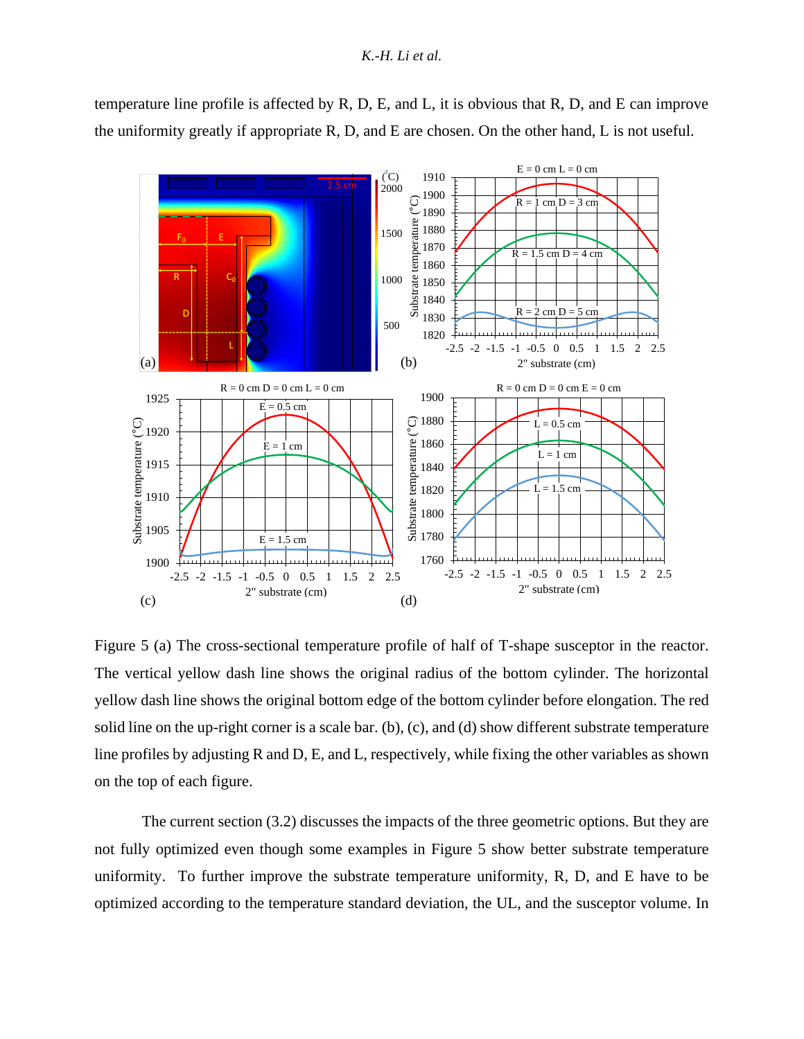temperature line profile is affected by R, D, E, and L, it is obvious that R, D, and E can improve the uniformity greatly if appropriate R, D, and E are chosen. On the other hand, L is not useful.

Figure 5 (a) The cross-sectional temperature profile of half of T-shape susceptor in the reactor. The vertical yellow dash line shows the original radius of the bottom cylinder. The horizontal yellow dash line shows the original bottom edge of the bottom cylinder before elongation. The red solid line on the up-right corner is a scale bar. (b), (c), and (d) show different substrate temperature line profiles by adjusting R and D, E, and L, respectively, while fixing the other variables as shown on the top of each figure.

The current section (3.2) discusses the impacts of the three geometric options. But they are not fully optimized even though some examples in Figure 5 show better substrate temperature uniformity. To further improve the substrate temperature uniformity, R, D, and E have to be optimized according to the temperature standard deviation, the UL, and the susceptor volume. In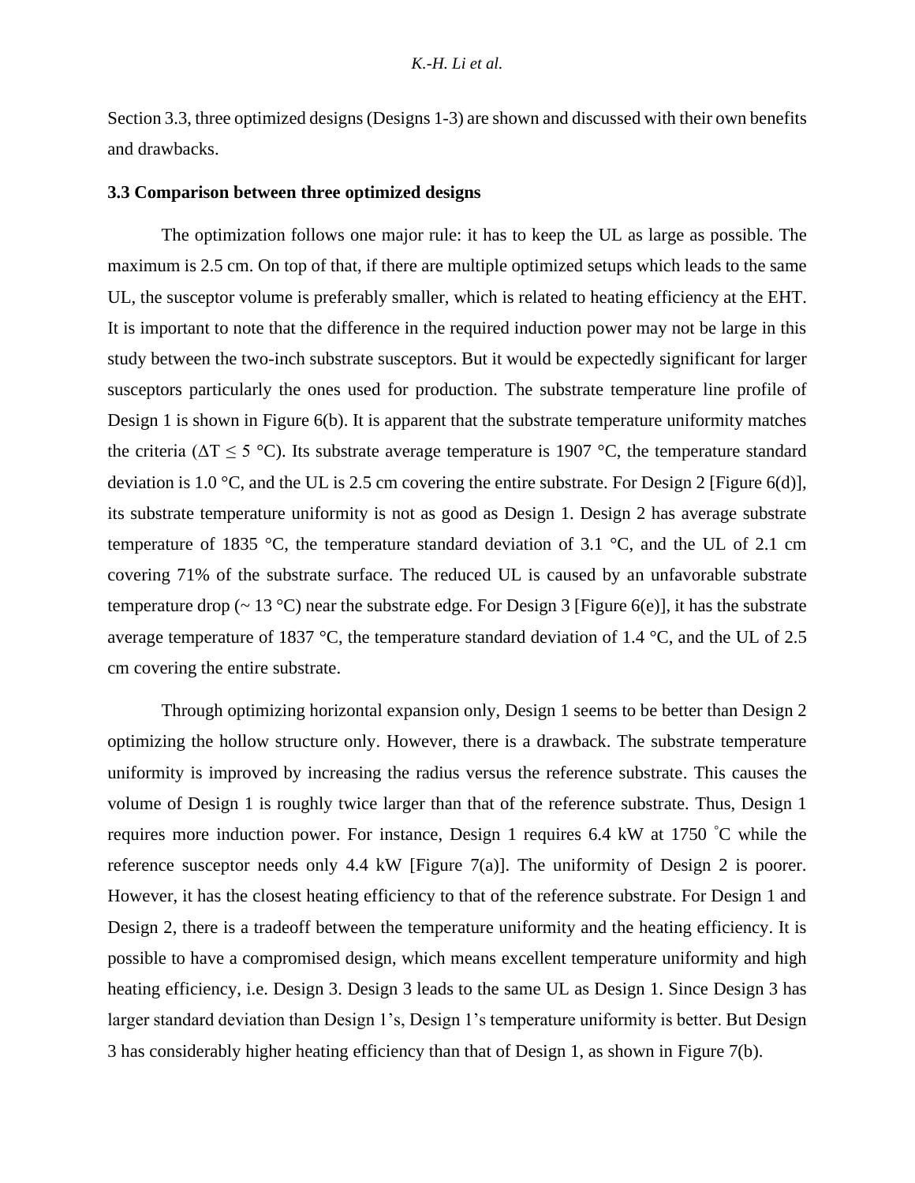Section 3.3, three optimized designs (Designs 1-3) are shown and discussed with their own benefits and drawbacks.

### 3.3 Comparison between three optimized designs

The optimization follows one major rule: it has to keep the UL as large as possible. The maximum is 2.5 cm. On top of that, if there are multiple optimized setups which leads to the same UL, the susceptor volume is preferably smaller, which is related to heating efficiency at the EHT. It is important to note that the difference in the required induction power may not be large in this study between the two-inch substrate susceptors. But it would be expectedly significant for larger susceptors particularly the ones used for production. The substrate temperature line profile of Design 1 is shown in Figure 6(b). It is apparent that the substrate temperature uniformity matches the criteria ($\Delta T \leq 5$ °C). Its substrate average temperature is 1907 °C, the temperature standard deviation is 1.0 °C, and the UL is 2.5 cm covering the entire substrate. For Design 2 [Figure 6(d)], its substrate temperature uniformity is not as good as Design 1. Design 2 has average substrate temperature of 1835 °C, the temperature standard deviation of 3.1 °C, and the UL of 2.1 cm covering 71% of the substrate surface. The reduced UL is caused by an unfavorable substrate temperature drop (~ 13 °C) near the substrate edge. For Design 3 [Figure 6(e)], it has the substrate average temperature of 1837 °C, the temperature standard deviation of 1.4 °C, and the UL of 2.5 cm covering the entire substrate.

Through optimizing horizontal expansion only, Design 1 seems to be better than Design 2 optimizing the hollow structure only. However, there is a drawback. The substrate temperature uniformity is improved by increasing the radius versus the reference substrate. This causes the volume of Design 1 is roughly twice larger than that of the reference substrate. Thus, Design 1 requires more induction power. For instance, Design 1 requires 6.4 kW at 1750 °C while the reference susceptor needs only 4.4 kW [Figure 7(a)]. The uniformity of Design 2 is poorer. However, it has the closest heating efficiency to that of the reference substrate. For Design 1 and Design 2, there is a tradeoff between the temperature uniformity and the heating efficiency. It is possible to have a compromised design, which means excellent temperature uniformity and high heating efficiency, i.e. Design 3. Design 3 leads to the same UL as Design 1. Since Design 3 has larger standard deviation than Design 1's, Design 1's temperature uniformity is better. But Design 3 has considerably higher heating efficiency than that of Design 1, as shown in Figure 7(b).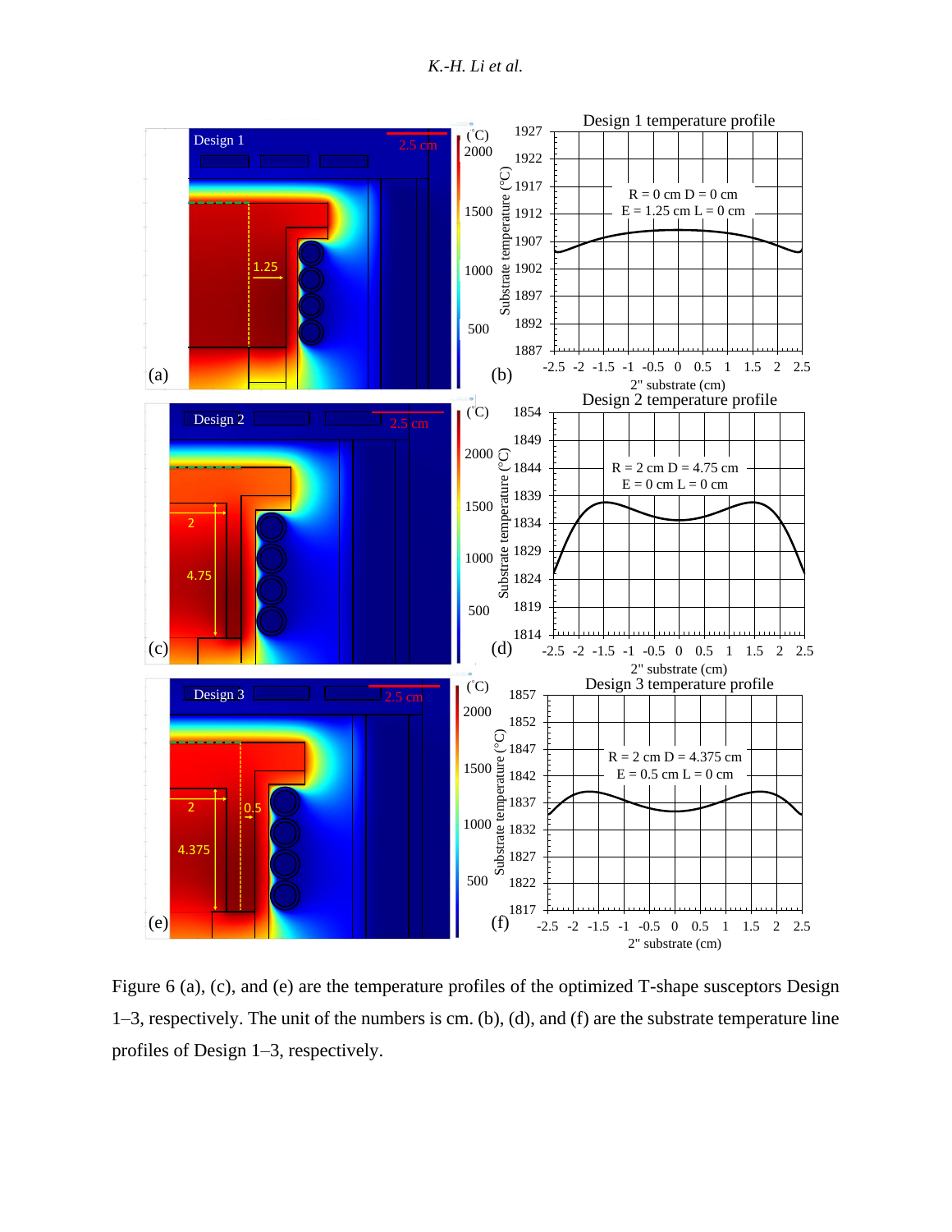Figure 6 (a), (c), and (e) are the temperature profiles of the optimized T-shape susceptors Design 1–3, respectively. The unit of the numbers is cm. (b), (d), and (f) are the substrate temperature line profiles of Design 1–3, respectively.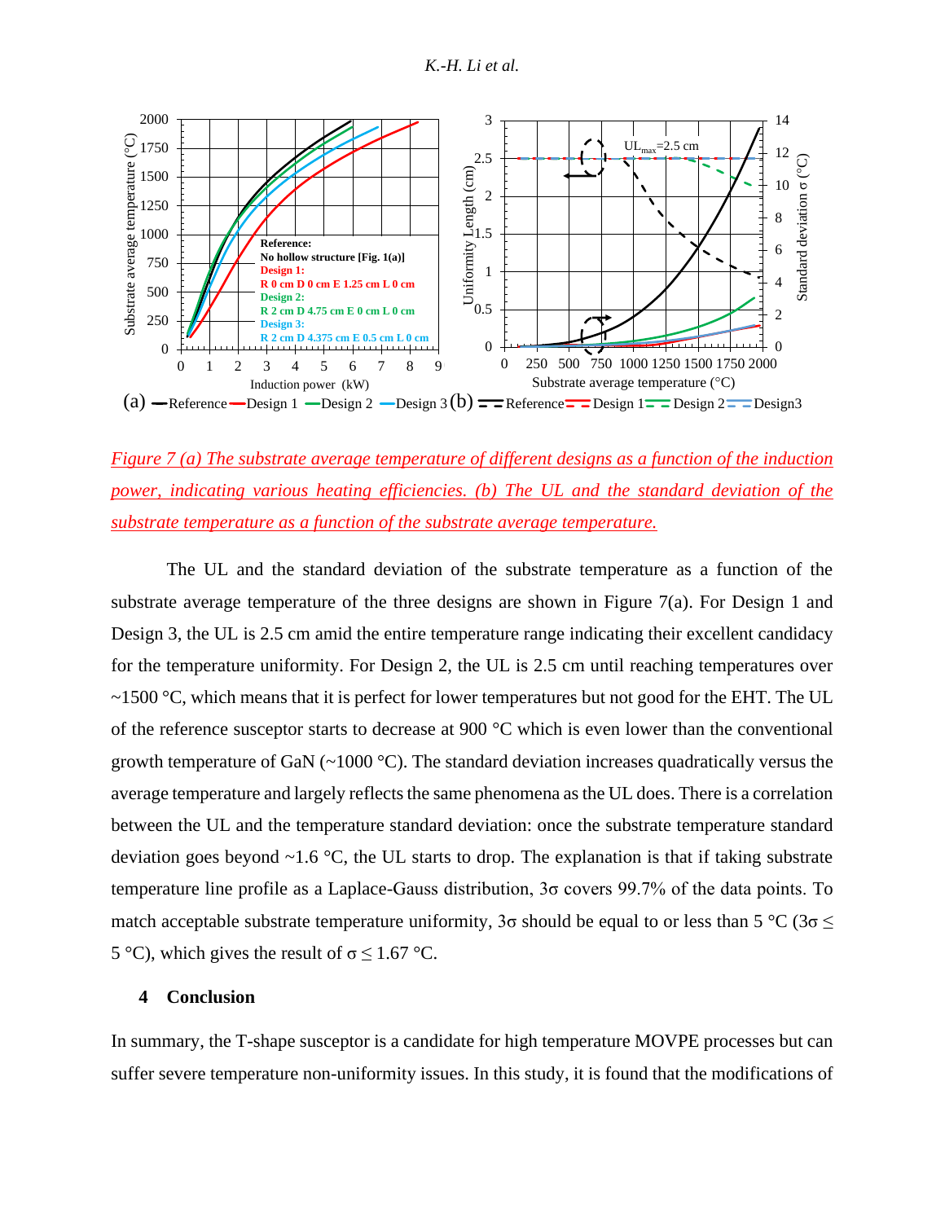*Figure 7 (a) The substrate average temperature of different designs as a function of the induction power, indicating various heating efficiencies. (b) The UL and the standard deviation of the substrate temperature as a function of the substrate average temperature.*

The UL and the standard deviation of the substrate temperature as a function of the substrate average temperature of the three designs are shown in Figure 7(a). For Design 1 and Design 3, the UL is 2.5 cm amid the entire temperature range indicating their excellent candidacy for the temperature uniformity. For Design 2, the UL is 2.5 cm until reaching temperatures over ~1500 °C, which means that it is perfect for lower temperatures but not good for the EHT. The UL of the reference susceptor starts to decrease at 900 °C which is even lower than the conventional growth temperature of GaN (~1000 °C). The standard deviation increases quadratically versus the average temperature and largely reflects the same phenomena as the UL does. There is a correlation between the UL and the temperature standard deviation: once the substrate temperature standard deviation goes beyond ~1.6 °C, the UL starts to drop. The explanation is that if taking substrate temperature line profile as a Laplace-Gauss distribution, $3\sigma$ covers 99.7% of the data points. To match acceptable substrate temperature uniformity, $3\sigma$ should be equal to or less than 5 °C ($3\sigma \leq$ 5 °C), which gives the result of $\sigma \leq 1.67$ °C.

## 4 Conclusion

In summary, the T-shape susceptor is a candidate for high temperature MOVPE processes but can suffer severe temperature non-uniformity issues. In this study, it is found that the modifications of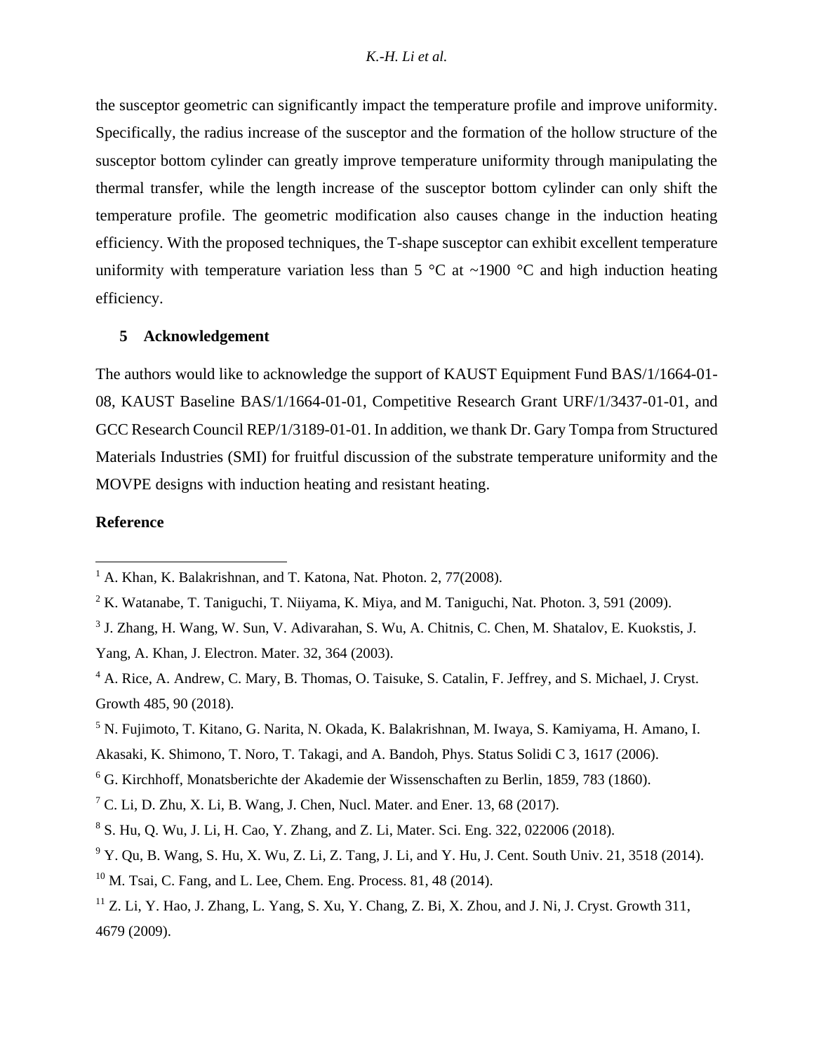the susceptor geometric can significantly impact the temperature profile and improve uniformity. Specifically, the radius increase of the susceptor and the formation of the hollow structure of the susceptor bottom cylinder can greatly improve temperature uniformity through manipulating the thermal transfer, while the length increase of the susceptor bottom cylinder can only shift the temperature profile. The geometric modification also causes change in the induction heating efficiency. With the proposed techniques, the T-shape susceptor can exhibit excellent temperature uniformity with temperature variation less than 5 °C at ~1900 °C and high induction heating efficiency.

## 5 Acknowledgement

The authors would like to acknowledge the support of KAUST Equipment Fund BAS/1/1664-01-08, KAUST Baseline BAS/1/1664-01-01, Competitive Research Grant URF/1/3437-01-01, and GCC Research Council REP/1/3189-01-01. In addition, we thank Dr. Gary Tompa from Structured Materials Industries (SMI) for fruitful discussion of the substrate temperature uniformity and the MOVPE designs with induction heating and resistant heating.

**Reference**

[1] A. Khan, K. Balakrishnan, and T. Katona, Nat. Photon. 2, 77(2008).

[2] K. Watanabe, T. Taniguchi, T. Niiyama, K. Miya, and M. Taniguchi, Nat. Photon. 3, 591 (2009).

[3] J. Zhang, H. Wang, W. Sun, V. Adivarahan, S. Wu, A. Chitnis, C. Chen, M. Shatalov, E. Kuokstis, J. Yang, A. Khan, J. Electron. Mater. 32, 364 (2003).

[4] A. Rice, A. Andrew, C. Mary, B. Thomas, O. Taisuke, S. Catalin, F. Jeffrey, and S. Michael, J. Cryst. Growth 485, 90 (2018).

[5] N. Fujimoto, T. Kitano, G. Narita, N. Okada, K. Balakrishnan, M. Iwaya, S. Kamiyama, H. Amano, I. Akasaki, K. Shimono, T. Noro, T. Takagi, and A. Bandoh, Phys. Status Solidi C 3, 1617 (2006).

[6] G. Kirchhoff, Monatsberichte der Akademie der Wissenschaften zu Berlin, 1859, 783 (1860).

[7] C. Li, D. Zhu, X. Li, B. Wang, J. Chen, Nucl. Mater. and Ener. 13, 68 (2017).

[8] S. Hu, Q. Wu, J. Li, H. Cao, Y. Zhang, and Z. Li, Mater. Sci. Eng. 322, 022006 (2018).

[9] Y. Qu, B. Wang, S. Hu, X. Wu, Z. Li, Z. Tang, J. Li, and Y. Hu, J. Cent. South Univ. 21, 3518 (2014).

[10] M. Tsai, C. Fang, and L. Lee, Chem. Eng. Process. 81, 48 (2014).

[11] Z. Li, Y. Hao, J. Zhang, L. Yang, S. Xu, Y. Chang, Z. Bi, X. Zhou, and J. Ni, J. Cryst. Growth 311, 4679 (2009).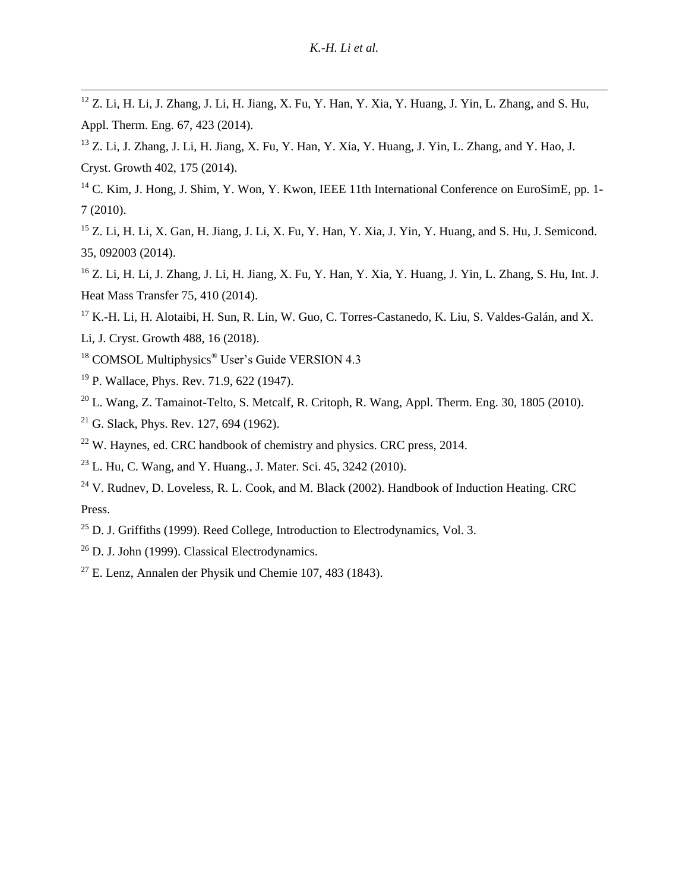[12] Z. Li, H. Li, J. Zhang, J. Li, H. Jiang, X. Fu, Y. Han, Y. Xia, Y. Huang, J. Yin, L. Zhang, and S. Hu, Appl. Therm. Eng. 67, 423 (2014).

[13] Z. Li, J. Zhang, J. Li, H. Jiang, X. Fu, Y. Han, Y. Xia, Y. Huang, J. Yin, L. Zhang, and Y. Hao, J. Cryst. Growth 402, 175 (2014).

[14] C. Kim, J. Hong, J. Shim, Y. Won, Y. Kwon, IEEE 11th International Conference on EuroSimE, pp. 1-7 (2010).

[15] Z. Li, H. Li, X. Gan, H. Jiang, J. Li, X. Fu, Y. Han, Y. Xia, J. Yin, Y. Huang, and S. Hu, J. Semicond. 35, 092003 (2014).

[16] Z. Li, H. Li, J. Zhang, J. Li, H. Jiang, X. Fu, Y. Han, Y. Xia, Y. Huang, J. Yin, L. Zhang, S. Hu, Int. J. Heat Mass Transfer 75, 410 (2014).

[17] K.-H. Li, H. Alotaibi, H. Sun, R. Lin, W. Guo, C. Torres-Castanedo, K. Liu, S. Valdes-Galán, and X. Li, J. Cryst. Growth 488, 16 (2018).

[18] COMSOL Multiphysics® User's Guide VERSION 4.3

[19] P. Wallace, Phys. Rev. 71.9, 622 (1947).

[20] L. Wang, Z. Tamainot-Telto, S. Metcalf, R. Critoph, R. Wang, Appl. Therm. Eng. 30, 1805 (2010).

[21] G. Slack, Phys. Rev. 127, 694 (1962).

[22] W. Haynes, ed. CRC handbook of chemistry and physics. CRC press, 2014.

[23] L. Hu, C. Wang, and Y. Huang., J. Mater. Sci. 45, 3242 (2010).

[24] V. Rudnev, D. Loveless, R. L. Cook, and M. Black (2002). Handbook of Induction Heating. CRC Press.

[25] D. J. Griffiths (1999). Reed College, Introduction to Electrodynamics, Vol. 3.

[26] D. J. John (1999). Classical Electrodynamics.

[27] E. Lenz, Annalen der Physik und Chemie 107, 483 (1843).